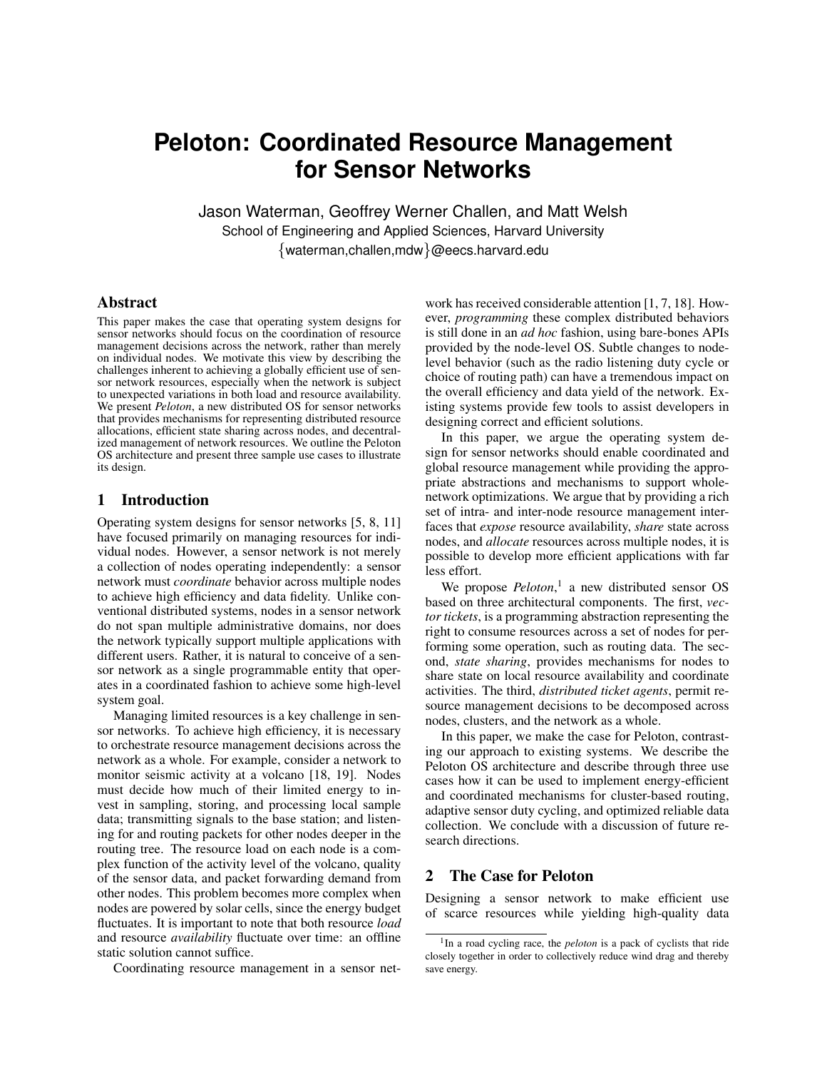# Peloton: Coordinated Resource Management for Sensor Networks

Jason Waterman, Geoffrey Werner Challen, and Matt Welsh
School of Engineering and Applied Sciences, Harvard University
{waterman,challen,mdw}@eecs.harvard.edu

## Abstract

This paper makes the case that operating system designs for sensor networks should focus on the coordination of resource management decisions across the network, rather than merely on individual nodes. We motivate this view by describing the challenges inherent to achieving a globally efficient use of sensor network resources, especially when the network is subject to unexpected variations in both load and resource availability. We present *Peloton*, a new distributed OS for sensor networks that provides mechanisms for representing distributed resource allocations, efficient state sharing across nodes, and decentralized management of network resources. We outline the Peloton OS architecture and present three sample use cases to illustrate its design.

## 1 Introduction

Operating system designs for sensor networks [5, 8, 11] have focused primarily on managing resources for individual nodes. However, a sensor network is not merely a collection of nodes operating independently: a sensor network must *coordinate* behavior across multiple nodes to achieve high efficiency and data fidelity. Unlike conventional distributed systems, nodes in a sensor network do not span multiple administrative domains, nor does the network typically support multiple applications with different users. Rather, it is natural to conceive of a sensor network as a single programmable entity that operates in a coordinated fashion to achieve some high-level system goal.

Managing limited resources is a key challenge in sensor networks. To achieve high efficiency, it is necessary to orchestrate resource management decisions across the network as a whole. For example, consider a network to monitor seismic activity at a volcano [18, 19]. Nodes must decide how much of their limited energy to invest in sampling, storing, and processing local sample data; transmitting signals to the base station; and listening for and routing packets for other nodes deeper in the routing tree. The resource load on each node is a complex function of the activity level of the volcano, quality of the sensor data, and packet forwarding demand from other nodes. This problem becomes more complex when nodes are powered by solar cells, since the energy budget fluctuates. It is important to note that both resource *load* and resource *availability* fluctuate over time: an offline static solution cannot suffice.

Coordinating resource management in a sensor network has received considerable attention [1, 7, 18]. However, *programming* these complex distributed behaviors is still done in an *ad hoc* fashion, using bare-bones APIs provided by the node-level OS. Subtle changes to node-level behavior (such as the radio listening duty cycle or choice of routing path) can have a tremendous impact on the overall efficiency and data yield of the network. Existing systems provide few tools to assist developers in designing correct and efficient solutions.

In this paper, we argue the operating system design for sensor networks should enable coordinated and global resource management while providing the appropriate abstractions and mechanisms to support whole-network optimizations. We argue that by providing a rich set of intra- and inter-node resource management interfaces that *expose* resource availability, *share* state across nodes, and *allocate* resources across multiple nodes, it is possible to develop more efficient applications with far less effort.

We propose *Peloton*,[1] a new distributed sensor OS based on three architectural components. The first, *vector tickets*, is a programming abstraction representing the right to consume resources across a set of nodes for performing some operation, such as routing data. The second, *state sharing*, provides mechanisms for nodes to share state on local resource availability and coordinate activities. The third, *distributed ticket agents*, permit resource management decisions to be decomposed across nodes, clusters, and the network as a whole.

In this paper, we make the case for Peloton, contrasting our approach to existing systems. We describe the Peloton OS architecture and describe through three use cases how it can be used to implement energy-efficient and coordinated mechanisms for cluster-based routing, adaptive sensor duty cycling, and optimized reliable data collection. We conclude with a discussion of future research directions.

## 2 The Case for Peloton

Designing a sensor network to make efficient use of scarce resources while yielding high-quality data

[1] In a road cycling race, the *peloton* is a pack of cyclists that ride closely together in order to collectively reduce wind drag and thereby save energy.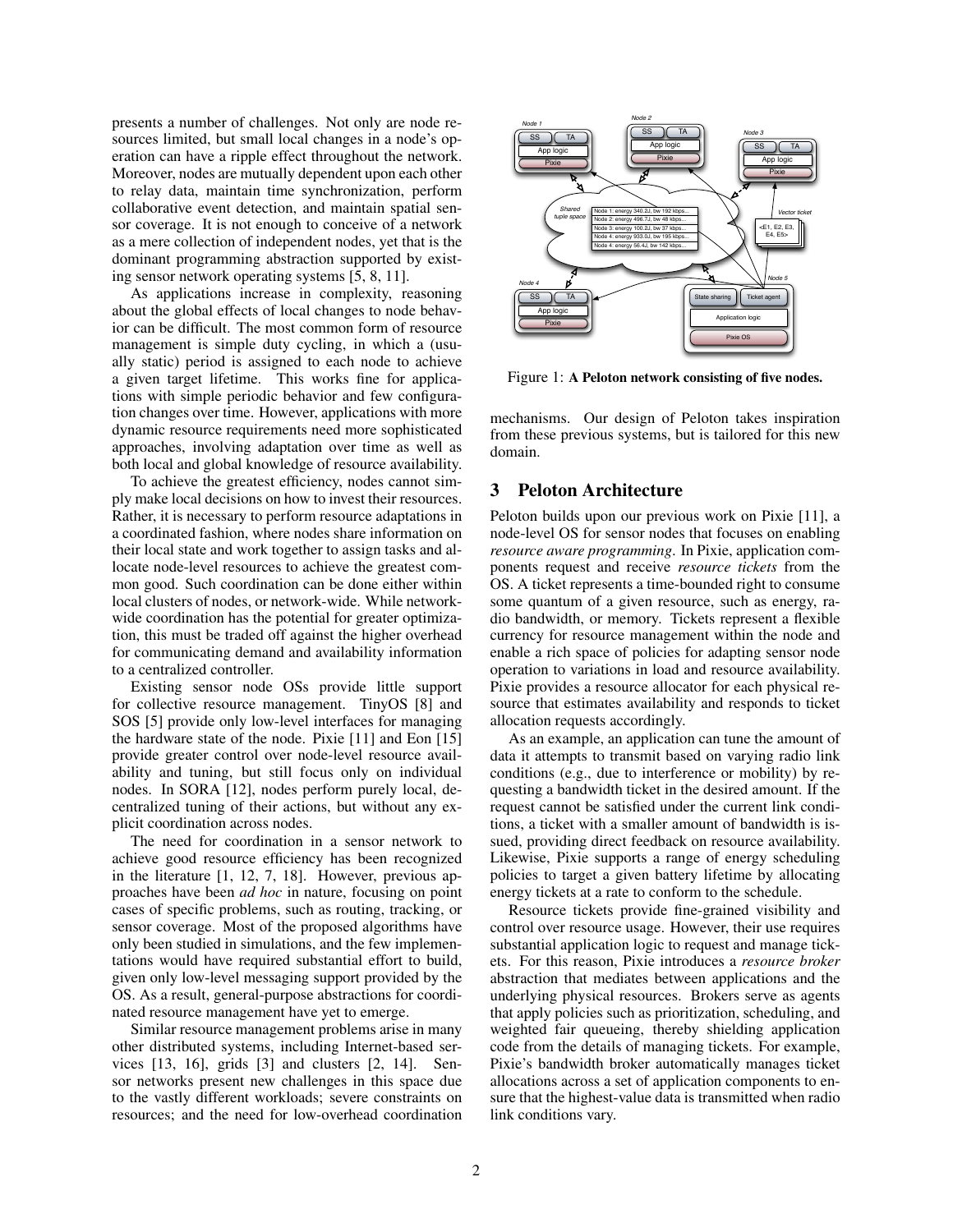presents a number of challenges. Not only are node resources limited, but small local changes in a node's operation can have a ripple effect throughout the network. Moreover, nodes are mutually dependent upon each other to relay data, maintain time synchronization, perform collaborative event detection, and maintain spatial sensor coverage. It is not enough to conceive of a network as a mere collection of independent nodes, yet that is the dominant programming abstraction supported by existing sensor network operating systems [5, 8, 11].

As applications increase in complexity, reasoning about the global effects of local changes to node behavior can be difficult. The most common form of resource management is simple duty cycling, in which a (usually static) period is assigned to each node to achieve a given target lifetime. This works fine for applications with simple periodic behavior and few configuration changes over time. However, applications with more dynamic resource requirements need more sophisticated approaches, involving adaptation over time as well as both local and global knowledge of resource availability.

To achieve the greatest efficiency, nodes cannot simply make local decisions on how to invest their resources. Rather, it is necessary to perform resource adaptations in a coordinated fashion, where nodes share information on their local state and work together to assign tasks and allocate node-level resources to achieve the greatest common good. Such coordination can be done either within local clusters of nodes, or network-wide. While network-wide coordination has the potential for greater optimization, this must be traded off against the higher overhead for communicating demand and availability information to a centralized controller.

Existing sensor node OSs provide little support for collective resource management. TinyOS [8] and SOS [5] provide only low-level interfaces for managing the hardware state of the node. Pixie [11] and Eon [15] provide greater control over node-level resource availability and tuning, but still focus only on individual nodes. In SORA [12], nodes perform purely local, decentralized tuning of their actions, but without any explicit coordination across nodes.

The need for coordination in a sensor network to achieve good resource efficiency has been recognized in the literature [1, 12, 7, 18]. However, previous approaches have been *ad hoc* in nature, focusing on point cases of specific problems, such as routing, tracking, or sensor coverage. Most of the proposed algorithms have only been studied in simulations, and the few implementations would have required substantial effort to build, given only low-level messaging support provided by the OS. As a result, general-purpose abstractions for coordinated resource management have yet to emerge.

Similar resource management problems arise in many other distributed systems, including Internet-based services [13, 16], grids [3] and clusters [2, 14]. Sensor networks present new challenges in this space due to the vastly different workloads; severe constraints on resources; and the need for low-overhead coordination mechanisms. Our design of Peloton takes inspiration from these previous systems, but is tailored for this new domain.

Figure 1: **A Peloton network consisting of five nodes.**

## 3 Peloton Architecture

Peloton builds upon our previous work on Pixie [11], a node-level OS for sensor nodes that focuses on enabling *resource aware programming*. In Pixie, application components request and receive *resource tickets* from the OS. A ticket represents a time-bounded right to consume some quantum of a given resource, such as energy, radio bandwidth, or memory. Tickets represent a flexible currency for resource management within the node and enable a rich space of policies for adapting sensor node operation to variations in load and resource availability. Pixie provides a resource allocator for each physical resource that estimates availability and responds to ticket allocation requests accordingly.

As an example, an application can tune the amount of data it attempts to transmit based on varying radio link conditions (e.g., due to interference or mobility) by requesting a bandwidth ticket in the desired amount. If the request cannot be satisfied under the current link conditions, a ticket with a smaller amount of bandwidth is issued, providing direct feedback on resource availability. Likewise, Pixie supports a range of energy scheduling policies to target a given battery lifetime by allocating energy tickets at a rate to conform to the schedule.

Resource tickets provide fine-grained visibility and control over resource usage. However, their use requires substantial application logic to request and manage tickets. For this reason, Pixie introduces a *resource broker* abstraction that mediates between applications and the underlying physical resources. Brokers serve as agents that apply policies such as prioritization, scheduling, and weighted fair queueing, thereby shielding application code from the details of managing tickets. For example, Pixie's bandwidth broker automatically manages ticket allocations across a set of application components to ensure that the highest-value data is transmitted when radio link conditions vary.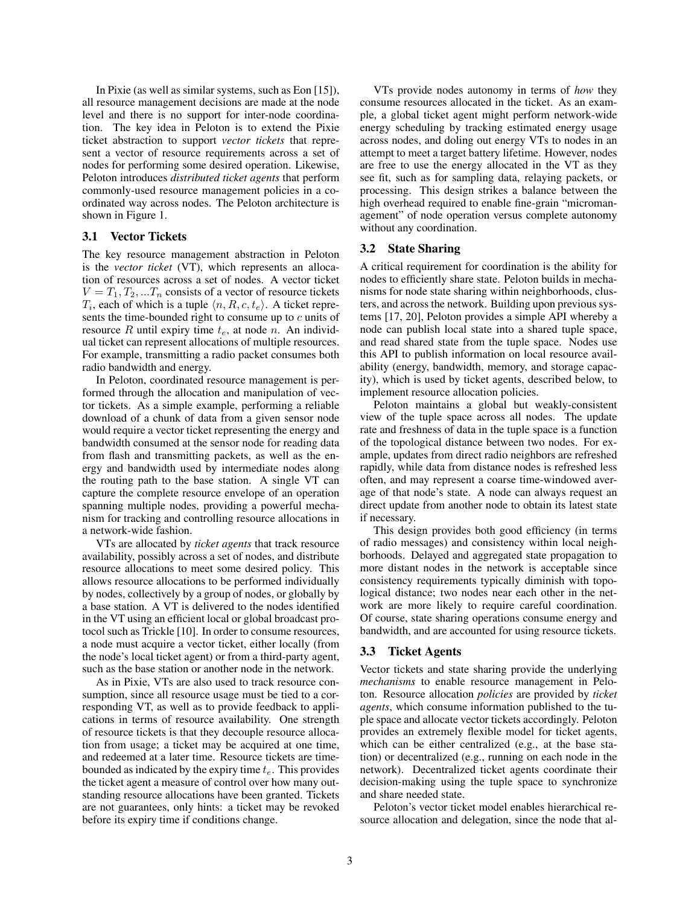In Pixie (as well as similar systems, such as Eon [15]), all resource management decisions are made at the node level and there is no support for inter-node coordination. The key idea in Peloton is to extend the Pixie ticket abstraction to support *vector tickets* that represent a vector of resource requirements across a set of nodes for performing some desired operation. Likewise, Peloton introduces *distributed ticket agents* that perform commonly-used resource management policies in a coordinated way across nodes. The Peloton architecture is shown in Figure 1.

### 3.1 Vector Tickets

The key resource management abstraction in Peloton is the *vector ticket* (VT), which represents an allocation of resources across a set of nodes. A vector ticket $V = T_1, T_2, ...T_n$ consists of a vector of resource tickets $T_i$, each of which is a tuple $\langle n, R, c, t_e \rangle$. A ticket represents the time-bounded right to consume up to $c$ units of resource $R$ until expiry time $t_e$, at node $n$. An individual ticket can represent allocations of multiple resources. For example, transmitting a radio packet consumes both radio bandwidth and energy.

In Peloton, coordinated resource management is performed through the allocation and manipulation of vector tickets. As a simple example, performing a reliable download of a chunk of data from a given sensor node would require a vector ticket representing the energy and bandwidth consumed at the sensor node for reading data from flash and transmitting packets, as well as the energy and bandwidth used by intermediate nodes along the routing path to the base station. A single VT can capture the complete resource envelope of an operation spanning multiple nodes, providing a powerful mechanism for tracking and controlling resource allocations in a network-wide fashion.

VTs are allocated by *ticket agents* that track resource availability, possibly across a set of nodes, and distribute resource allocations to meet some desired policy. This allows resource allocations to be performed individually by nodes, collectively by a group of nodes, or globally by a base station. A VT is delivered to the nodes identified in the VT using an efficient local or global broadcast protocol such as Trickle [10]. In order to consume resources, a node must acquire a vector ticket, either locally (from the node's local ticket agent) or from a third-party agent, such as the base station or another node in the network.

As in Pixie, VTs are also used to track resource consumption, since all resource usage must be tied to a corresponding VT, as well as to provide feedback to applications in terms of resource availability. One strength of resource tickets is that they decouple resource allocation from usage; a ticket may be acquired at one time, and redeemed at a later time. Resource tickets are time-bounded as indicated by the expiry time $t_e$. This provides the ticket agent a measure of control over how many outstanding resource allocations have been granted. Tickets are not guarantees, only hints: a ticket may be revoked before its expiry time if conditions change.

VTs provide nodes autonomy in terms of *how* they consume resources allocated in the ticket. As an example, a global ticket agent might perform network-wide energy scheduling by tracking estimated energy usage across nodes, and doling out energy VTs to nodes in an attempt to meet a target battery lifetime. However, nodes are free to use the energy allocated in the VT as they see fit, such as for sampling data, relaying packets, or processing. This design strikes a balance between the high overhead required to enable fine-grain "micromanagement" of node operation versus complete autonomy without any coordination.

### 3.2 State Sharing

A critical requirement for coordination is the ability for nodes to efficiently share state. Peloton builds in mechanisms for node state sharing within neighborhoods, clusters, and across the network. Building upon previous systems [17, 20], Peloton provides a simple API whereby a node can publish local state into a shared tuple space, and read shared state from the tuple space. Nodes use this API to publish information on local resource availability (energy, bandwidth, memory, and storage capacity), which is used by ticket agents, described below, to implement resource allocation policies.

Peloton maintains a global but weakly-consistent view of the tuple space across all nodes. The update rate and freshness of data in the tuple space is a function of the topological distance between two nodes. For example, updates from direct radio neighbors are refreshed rapidly, while data from distance nodes is refreshed less often, and may represent a coarse time-windowed average of that node's state. A node can always request an direct update from another node to obtain its latest state if necessary.

This design provides both good efficiency (in terms of radio messages) and consistency within local neighborhoods. Delayed and aggregated state propagation to more distant nodes in the network is acceptable since consistency requirements typically diminish with topological distance; two nodes near each other in the network are more likely to require careful coordination. Of course, state sharing operations consume energy and bandwidth, and are accounted for using resource tickets.

### 3.3 Ticket Agents

Vector tickets and state sharing provide the underlying *mechanisms* to enable resource management in Peloton. Resource allocation *policies* are provided by *ticket agents*, which consume information published to the tuple space and allocate vector tickets accordingly. Peloton provides an extremely flexible model for ticket agents, which can be either centralized (e.g., at the base station) or decentralized (e.g., running on each node in the network). Decentralized ticket agents coordinate their decision-making using the tuple space to synchronize and share needed state.

Peloton's vector ticket model enables hierarchical resource allocation and delegation, since the node that al-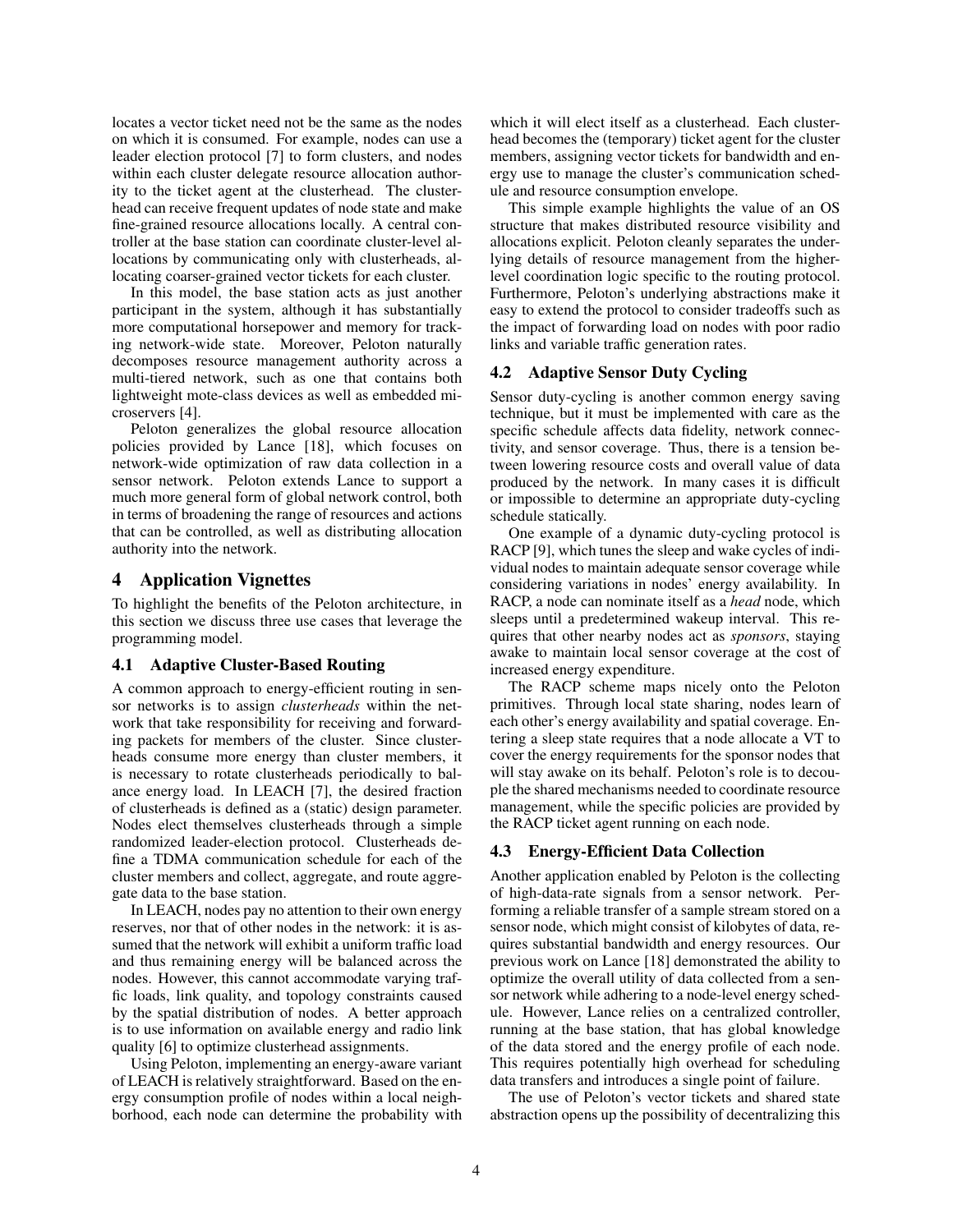locates a vector ticket need not be the same as the nodes on which it is consumed. For example, nodes can use a leader election protocol [7] to form clusters, and nodes within each cluster delegate resource allocation authority to the ticket agent at the clusterhead. The clusterhead can receive frequent updates of node state and make fine-grained resource allocations locally. A central controller at the base station can coordinate cluster-level allocations by communicating only with clusterheads, allocating coarser-grained vector tickets for each cluster.

In this model, the base station acts as just another participant in the system, although it has substantially more computational horsepower and memory for tracking network-wide state. Moreover, Peloton naturally decomposes resource management authority across a multi-tiered network, such as one that contains both lightweight mote-class devices as well as embedded microservers [4].

Peloton generalizes the global resource allocation policies provided by Lance [18], which focuses on network-wide optimization of raw data collection in a sensor network. Peloton extends Lance to support a much more general form of global network control, both in terms of broadening the range of resources and actions that can be controlled, as well as distributing allocation authority into the network.

## 4 Application Vignettes

To highlight the benefits of the Peloton architecture, in this section we discuss three use cases that leverage the programming model.

### 4.1 Adaptive Cluster-Based Routing

A common approach to energy-efficient routing in sensor networks is to assign *clusterheads* within the network that take responsibility for receiving and forwarding packets for members of the cluster. Since clusterheads consume more energy than cluster members, it is necessary to rotate clusterheads periodically to balance energy load. In LEACH [7], the desired fraction of clusterheads is defined as a (static) design parameter. Nodes elect themselves clusterheads through a simple randomized leader-election protocol. Clusterheads define a TDMA communication schedule for each of the cluster members and collect, aggregate, and route aggregate data to the base station.

In LEACH, nodes pay no attention to their own energy reserves, nor that of other nodes in the network: it is assumed that the network will exhibit a uniform traffic load and thus remaining energy will be balanced across the nodes. However, this cannot accommodate varying traffic loads, link quality, and topology constraints caused by the spatial distribution of nodes. A better approach is to use information on available energy and radio link quality [6] to optimize clusterhead assignments.

Using Peloton, implementing an energy-aware variant of LEACH is relatively straightforward. Based on the energy consumption profile of nodes within a local neighborhood, each node can determine the probability with which it will elect itself as a clusterhead. Each clusterhead becomes the (temporary) ticket agent for the cluster members, assigning vector tickets for bandwidth and energy use to manage the cluster's communication schedule and resource consumption envelope.

This simple example highlights the value of an OS structure that makes distributed resource visibility and allocations explicit. Peloton cleanly separates the underlying details of resource management from the higher-level coordination logic specific to the routing protocol. Furthermore, Peloton's underlying abstractions make it easy to extend the protocol to consider tradeoffs such as the impact of forwarding load on nodes with poor radio links and variable traffic generation rates.

### 4.2 Adaptive Sensor Duty Cycling

Sensor duty-cycling is another common energy saving technique, but it must be implemented with care as the specific schedule affects data fidelity, network connectivity, and sensor coverage. Thus, there is a tension between lowering resource costs and overall value of data produced by the network. In many cases it is difficult or impossible to determine an appropriate duty-cycling schedule statically.

One example of a dynamic duty-cycling protocol is RACP [9], which tunes the sleep and wake cycles of individual nodes to maintain adequate sensor coverage while considering variations in nodes' energy availability. In RACP, a node can nominate itself as a *head* node, which sleeps until a predetermined wakeup interval. This requires that other nearby nodes act as *sponsors*, staying awake to maintain local sensor coverage at the cost of increased energy expenditure.

The RACP scheme maps nicely onto the Peloton primitives. Through local state sharing, nodes learn of each other's energy availability and spatial coverage. Entering a sleep state requires that a node allocate a VT to cover the energy requirements for the sponsor nodes that will stay awake on its behalf. Peloton's role is to decouple the shared mechanisms needed to coordinate resource management, while the specific policies are provided by the RACP ticket agent running on each node.

### 4.3 Energy-Efficient Data Collection

Another application enabled by Peloton is the collecting of high-data-rate signals from a sensor network. Performing a reliable transfer of a sample stream stored on a sensor node, which might consist of kilobytes of data, requires substantial bandwidth and energy resources. Our previous work on Lance [18] demonstrated the ability to optimize the overall utility of data collected from a sensor network while adhering to a node-level energy schedule. However, Lance relies on a centralized controller, running at the base station, that has global knowledge of the data stored and the energy profile of each node. This requires potentially high overhead for scheduling data transfers and introduces a single point of failure.

The use of Peloton's vector tickets and shared state abstraction opens up the possibility of decentralizing this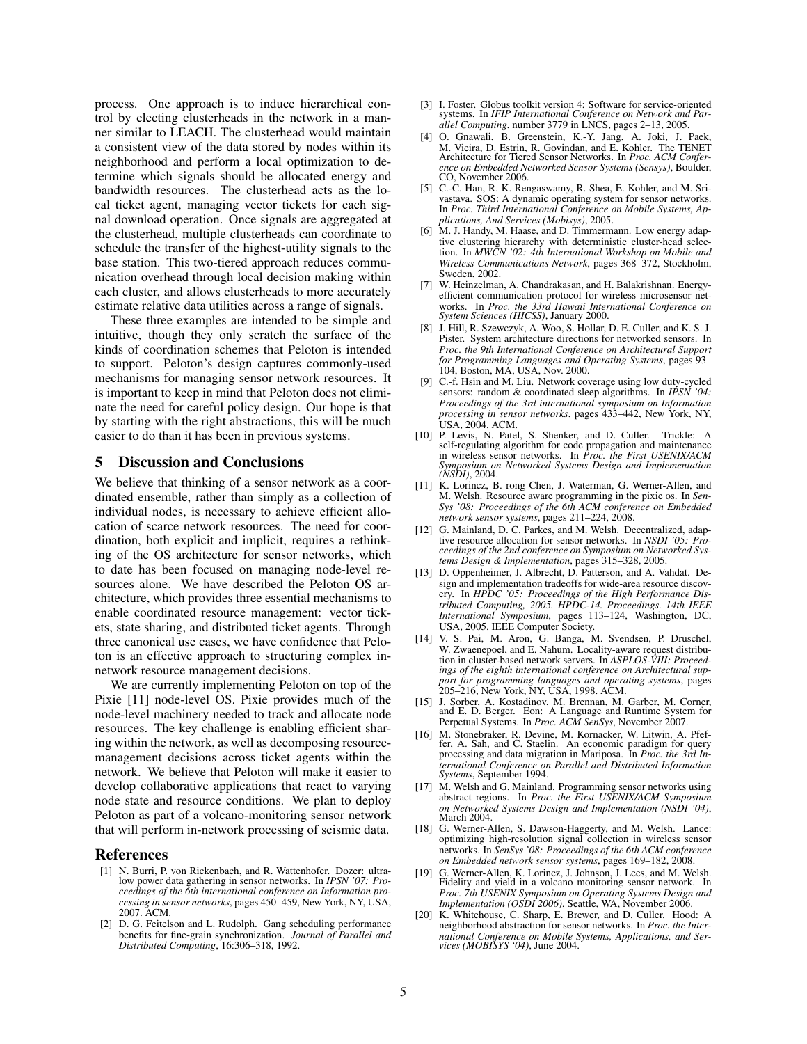process. One approach is to induce hierarchical control by electing clusterheads in the network in a manner similar to LEACH. The clusterhead would maintain a consistent view of the data stored by nodes within its neighborhood and perform a local optimization to determine which signals should be allocated energy and bandwidth resources. The clusterhead acts as the local ticket agent, managing vector tickets for each signal download operation. Once signals are aggregated at the clusterhead, multiple clusterheads can coordinate to schedule the transfer of the highest-utility signals to the base station. This two-tiered approach reduces communication overhead through local decision making within each cluster, and allows clusterheads to more accurately estimate relative data utilities across a range of signals.

These three examples are intended to be simple and intuitive, though they only scratch the surface of the kinds of coordination schemes that Peloton is intended to support. Peloton's design captures commonly-used mechanisms for managing sensor network resources. It is important to keep in mind that Peloton does not eliminate the need for careful policy design. Our hope is that by starting with the right abstractions, this will be much easier to do than it has been in previous systems.

## 5 Discussion and Conclusions

We believe that thinking of a sensor network as a coordinated ensemble, rather than simply as a collection of individual nodes, is necessary to achieve efficient allocation of scarce network resources. The need for coordination, both explicit and implicit, requires a rethinking of the OS architecture for sensor networks, which to date has been focused on managing node-level resources alone. We have described the Peloton OS architecture, which provides three essential mechanisms to enable coordinated resource management: vector tickets, state sharing, and distributed ticket agents. Through three canonical use cases, we have confidence that Peloton is an effective approach to structuring complex in-network resource management decisions.

We are currently implementing Peloton on top of the Pixie [11] node-level OS. Pixie provides much of the node-level machinery needed to track and allocate node resources. The key challenge is enabling efficient sharing within the network, as well as decomposing resource-management decisions across ticket agents within the network. We believe that Peloton will make it easier to develop collaborative applications that react to varying node state and resource conditions. We plan to deploy Peloton as part of a volcano-monitoring sensor network that will perform in-network processing of seismic data.

## References

[1] N. Burri, P. von Rickenbach, and R. Wattenhofer. Dozer: ultra-low power data gathering in sensor networks. In *IPSN '07: Proceedings of the 6th international conference on Information processing in sensor networks*, pages 450–459, New York, NY, USA, 2007. ACM.

[2] D. G. Feitelson and L. Rudolph. Gang scheduling performance benefits for fine-grain synchronization. *Journal of Parallel and Distributed Computing*, 16:306–318, 1992.

[3] I. Foster. Globus toolkit version 4: Software for service-oriented systems. In *IFIP International Conference on Network and Parallel Computing*, number 3779 in LNCS, pages 2–13, 2005.

[4] O. Gnawali, B. Greenstein, K.-Y. Jang, A. Joki, J. Paek, M. Vieira, D. Estrin, R. Govindan, and E. Kohler. The TENET Architecture for Tiered Sensor Networks. In *Proc. ACM Conference on Embedded Networked Sensor Systems (Sensys)*, Boulder, CO, November 2006.

[5] C.-C. Han, R. K. Rengaswamy, R. Shea, E. Kohler, and M. Srivastava. SOS: A dynamic operating system for sensor networks. In *Proc. Third International Conference on Mobile Systems, Applications, And Services (Mobisys)*, 2005.

[6] M. J. Handy, M. Haase, and D. Timmermann. Low energy adaptive clustering hierarchy with deterministic cluster-head selection. In *MWCN '02: 4th International Workshop on Mobile and Wireless Communications Network*, pages 368–372, Stockholm, Sweden, 2002.

[7] W. Heinzelman, A. Chandrakasan, and H. Balakrishnan. Energy-efficient communication protocol for wireless microsensor networks. In *Proc. the 33rd Hawaii International Conference on System Sciences (HICSS)*, January 2000.

[8] J. Hill, R. Szewczyk, A. Woo, S. Hollar, D. E. Culler, and K. S. J. Pister. System architecture directions for networked sensors. In *Proc. the 9th International Conference on Architectural Support for Programming Languages and Operating Systems*, pages 93–104, Boston, MA, USA, Nov. 2000.

[9] C.-f. Hsin and M. Liu. Network coverage using low duty-cycled sensors: random & coordinated sleep algorithms. In *IPSN '04: Proceedings of the 3rd international symposium on Information processing in sensor networks*, pages 433–442, New York, NY, USA, 2004. ACM.

[10] P. Levis, N. Patel, S. Shenker, and D. Culler. Trickle: A self-regulating algorithm for code propagation and maintenance in wireless sensor networks. In *Proc. the First USENIX/ACM Symposium on Networked Systems Design and Implementation (NSDI)*, 2004.

[11] K. Lorincz, B. rong Chen, J. Waterman, G. Werner-Allen, and M. Welsh. Resource aware programming in the pixie os. In *SenSys '08: Proceedings of the 6th ACM conference on Embedded network sensor systems*, pages 211–224, 2008.

[12] G. Mainland, D. C. Parkes, and M. Welsh. Decentralized, adaptive resource allocation for sensor networks. In *NSDI '05: Proceedings of the 2nd conference on Symposium on Networked Systems Design & Implementation*, pages 315–328, 2005.

[13] D. Oppenheimer, J. Albrecht, D. Patterson, and A. Vahdat. Design and implementation tradeoffs for wide-area resource discovery. In *HPDC '05: Proceedings of the High Performance Distributed Computing, 2005. HPDC-14. Proceedings. 14th IEEE International Symposium*, pages 113–124, Washington, DC, USA, 2005. IEEE Computer Society.

[14] V. S. Pai, M. Aron, G. Banga, M. Svendsen, P. Druschel, W. Zwaenepoel, and E. Nahum. Locality-aware request distribution in cluster-based network servers. In *ASPLOS-VIII: Proceedings of the eighth international conference on Architectural support for programming languages and operating systems*, pages 205–216, New York, NY, USA, 1998. ACM.

[15] J. Sorber, A. Kostadinov, M. Brennan, M. Garber, M. Corner, and E. D. Berger. Eon: A Language and Runtime System for Perpetual Systems. In *Proc. ACM SenSys*, November 2007.

[16] M. Stonebraker, R. Devine, M. Kornacker, W. Litwin, A. Pfeffer, A. Sah, and C. Staelin. An economic paradigm for query processing and data migration in Mariposa. In *Proc. the 3rd International Conference on Parallel and Distributed Information Systems*, September 1994.

[17] M. Welsh and G. Mainland. Programming sensor networks using abstract regions. In *Proc. the First USENIX/ACM Symposium on Networked Systems Design and Implementation (NSDI '04)*, March 2004.

[18] G. Werner-Allen, S. Dawson-Haggerty, and M. Welsh. Lance: optimizing high-resolution signal collection in wireless sensor networks. In *SenSys '08: Proceedings of the 6th ACM conference on Embedded network sensor systems*, pages 169–182, 2008.

[19] G. Werner-Allen, K. Lorincz, J. Johnson, J. Lees, and M. Welsh. Fidelity and yield in a volcano monitoring sensor network. In *Proc. 7th USENIX Symposium on Operating Systems Design and Implementation (OSDI 2006)*, Seattle, WA, November 2006.

[20] K. Whitehouse, C. Sharp, E. Brewer, and D. Culler. Hood: A neighborhood abstraction for sensor networks. In *Proc. the International Conference on Mobile Systems, Applications, and Services (MOBISYS '04)*, June 2004.